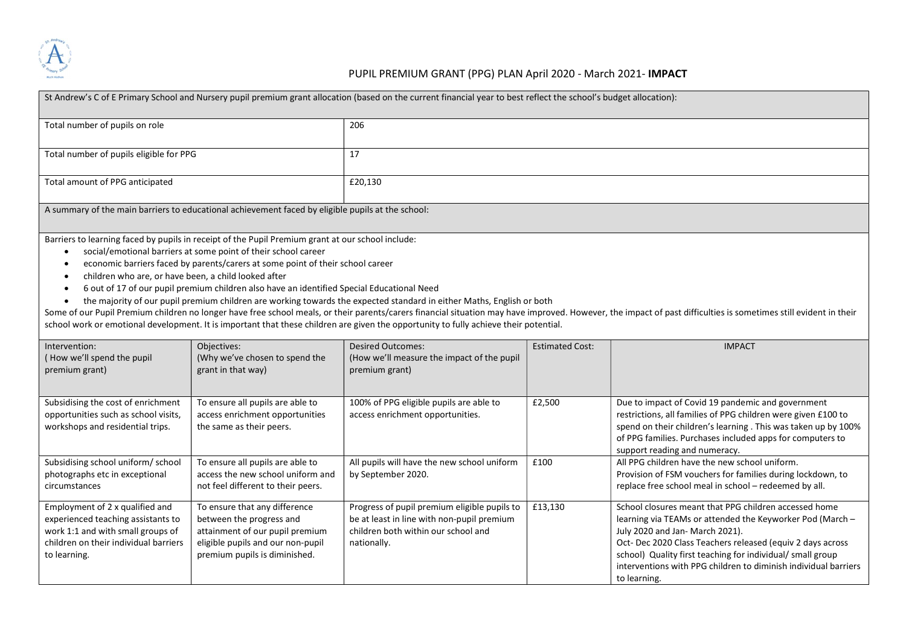## PUPIL PREMIUM GRANT (PPG) PLAN April 2020 - March 2021- **IMPACT**

| St Andrew's C of E Primary School and Nursery pupil premium grant allocation (based on the current financial year to best reflect the school's budget allocation): | |
|---|---|
| Total number of pupils on role | 206 |
| Total number of pupils eligible for PPG | 17 |
| Total amount of PPG anticipated | £20,130 |

A summary of the main barriers to educational achievement faced by eligible pupils at the school:

Barriers to learning faced by pupils in receipt of the Pupil Premium grant at our school include:

- social/emotional barriers at some point of their school career
- economic barriers faced by parents/carers at some point of their school career
- children who are, or have been, a child looked after
- 6 out of 17 of our pupil premium children also have an identified Special Educational Need
- the majority of our pupil premium children are working towards the expected standard in either Maths, English or both

Some of our Pupil Premium children no longer have free school meals, or their parents/carers financial situation may have improved. However, the impact of past difficulties is sometimes still evident in their school work or emotional development. It is important that these children are given the opportunity to fully achieve their potential.

| Intervention: ( How we'll spend the pupil premium grant) | Objectives: (Why we've chosen to spend the grant in that way) | Desired Outcomes: (How we'll measure the impact of the pupil premium grant) | Estimated Cost: | IMPACT |
|---|---|---|---|---|
| Subsidising the cost of enrichment opportunities such as school visits, workshops and residential trips. | To ensure all pupils are able to access enrichment opportunities the same as their peers. | 100% of PPG eligible pupils are able to access enrichment opportunities. | £2,500 | Due to impact of Covid 19 pandemic and government restrictions, all families of PPG children were given £100 to spend on their children's learning . This was taken up by 100% of PPG families. Purchases included apps for computers to support reading and numeracy. |
| Subsidising school uniform/ school photographs etc in exceptional circumstances | To ensure all pupils are able to access the new school uniform and not feel different to their peers. | All pupils will have the new school uniform by September 2020. | £100 | All PPG children have the new school uniform. Provision of FSM vouchers for families during lockdown, to replace free school meal in school – redeemed by all. |
| Employment of 2 x qualified and experienced teaching assistants to work 1:1 and with small groups of children on their individual barriers to learning. | To ensure that any difference between the progress and attainment of our pupil premium eligible pupils and our non-pupil premium pupils is diminished. | Progress of pupil premium eligible pupils to be at least in line with non-pupil premium children both within our school and nationally. | £13,130 | School closures meant that PPG children accessed home learning via TEAMs or attended the Keyworker Pod (March – July 2020 and Jan- March 2021). Oct- Dec 2020 Class Teachers released (equiv 2 days across school) Quality first teaching for individual/ small group interventions with PPG children to diminish individual barriers to learning. |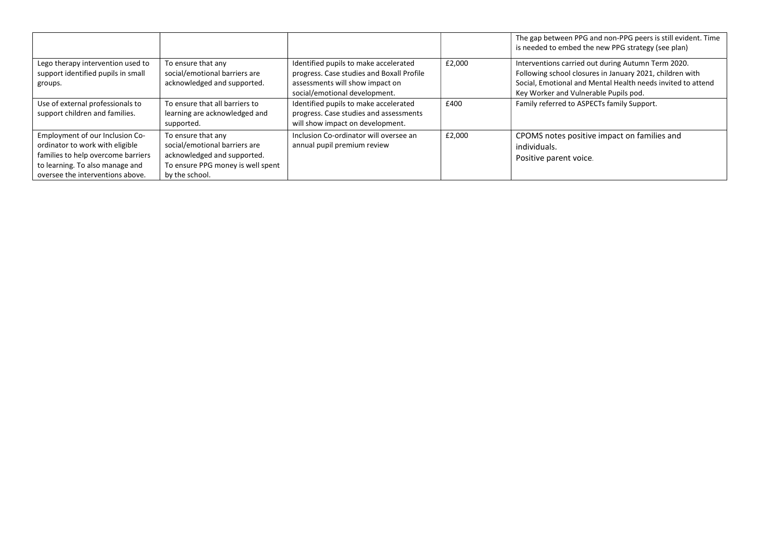| | | | | |
|---|---|---|---|---|
| | | | | The gap between PPG and non-PPG peers is still evident. Time is needed to embed the new PPG strategy (see plan) |
| Lego therapy intervention used to support identified pupils in small groups. | To ensure that any social/emotional barriers are acknowledged and supported. | Identified pupils to make accelerated progress. Case studies and Boxall Profile assessments will show impact on social/emotional development. | £2,000 | Interventions carried out during Autumn Term 2020. Following school closures in January 2021, children with Social, Emotional and Mental Health needs invited to attend Key Worker and Vulnerable Pupils pod. |
| Use of external professionals to support children and families. | To ensure that all barriers to learning are acknowledged and supported. | Identified pupils to make accelerated progress. Case studies and assessments will show impact on development. | £400 | Family referred to ASPECTs family Support. |
| Employment of our Inclusion Co-ordinator to work with eligible families to help overcome barriers to learning. To also manage and oversee the interventions above. | To ensure that any social/emotional barriers are acknowledged and supported. To ensure PPG money is well spent by the school. | Inclusion Co-ordinator will oversee an annual pupil premium review | £2,000 | CPOMS notes positive impact on families and individuals. Positive parent voice. |